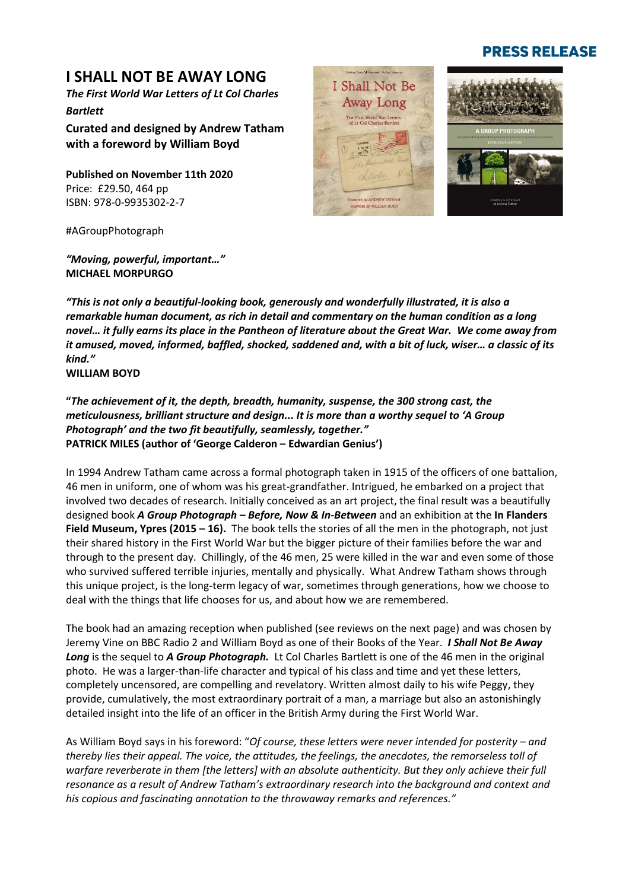PRESS RELEASE

# I SHALL NOT BE AWAY LONG

***The First World War Letters of Lt Col Charles Bartlett***

**Curated and designed by Andrew Tatham with a foreword by William Boyd**

**Published on November 11th 2020**
Price: £29.50, 464 pp
ISBN: 978-0-9935302-2-7

#AGroupPhotograph

***"Moving, powerful, important…"***
**MICHAEL MORPURGO**

***"This is not only a beautiful-looking book, generously and wonderfully illustrated, it is also a remarkable human document, as rich in detail and commentary on the human condition as a long novel… it fully earns its place in the Pantheon of literature about the Great War. We come away from it amused, moved, informed, baffled, shocked, saddened and, with a bit of luck, wiser… a classic of its kind."***
**WILLIAM BOYD**

**"*The achievement of it, the depth, breadth, humanity, suspense, the 300 strong cast, the meticulousness, brilliant structure and design... It is more than a worthy sequel to 'A Group Photograph' and the two fit beautifully, seamlessly, together."***
**PATRICK MILES (author of 'George Calderon – Edwardian Genius')**

In 1994 Andrew Tatham came across a formal photograph taken in 1915 of the officers of one battalion, 46 men in uniform, one of whom was his great-grandfather. Intrigued, he embarked on a project that involved two decades of research. Initially conceived as an art project, the final result was a beautifully designed book ***A Group Photograph – Before, Now & In-Between*** and an exhibition at the **In Flanders Field Museum, Ypres (2015 – 16).** The book tells the stories of all the men in the photograph, not just their shared history in the First World War but the bigger picture of their families before the war and through to the present day. Chillingly, of the 46 men, 25 were killed in the war and even some of those who survived suffered terrible injuries, mentally and physically. What Andrew Tatham shows through this unique project, is the long-term legacy of war, sometimes through generations, how we choose to deal with the things that life chooses for us, and about how we are remembered.

The book had an amazing reception when published (see reviews on the next page) and was chosen by Jeremy Vine on BBC Radio 2 and William Boyd as one of their Books of the Year. ***I Shall Not Be Away Long*** is the sequel to ***A Group Photograph.*** Lt Col Charles Bartlett is one of the 46 men in the original photo. He was a larger-than-life character and typical of his class and time and yet these letters, completely uncensored, are compelling and revelatory. Written almost daily to his wife Peggy, they provide, cumulatively, the most extraordinary portrait of a man, a marriage but also an astonishingly detailed insight into the life of an officer in the British Army during the First World War.

As William Boyd says in his foreword: "*Of course, these letters were never intended for posterity – and thereby lies their appeal. The voice, the attitudes, the feelings, the anecdotes, the remorseless toll of warfare reverberate in them [the letters] with an absolute authenticity. But they only achieve their full resonance as a result of Andrew Tatham's extraordinary research into the background and context and his copious and fascinating annotation to the throwaway remarks and references."*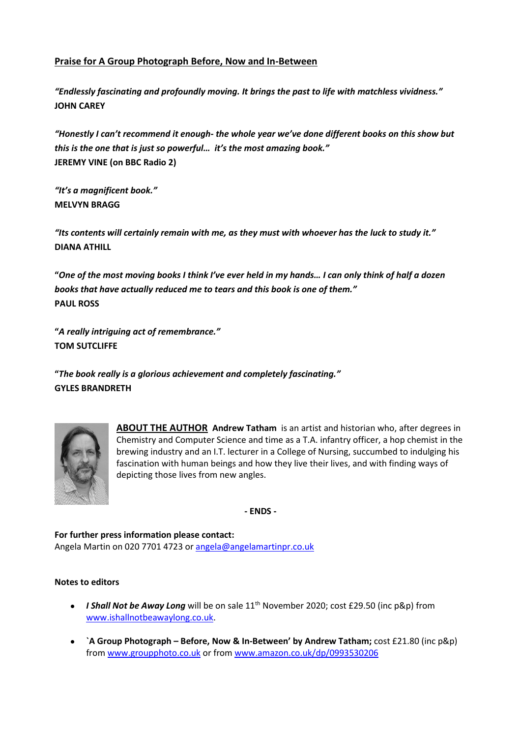**Praise for A Group Photograph Before, Now and In-Between**

***"Endlessly fascinating and profoundly moving. It brings the past to life with matchless vividness."***
**JOHN CAREY**

***"Honestly I can't recommend it enough- the whole year we've done different books on this show but this is the one that is just so powerful… it's the most amazing book."***
**JEREMY VINE (on BBC Radio 2)**

***"It's a magnificent book."***
**MELVYN BRAGG**

***"Its contents will certainly remain with me, as they must with whoever has the luck to study it."***
**DIANA ATHILL**

**"*One of the most moving books I think I've ever held in my hands… I can only think of half a dozen books that have actually reduced me to tears and this book is one of them."***
**PAUL ROSS**

**"*A really intriguing act of remembrance."***
**TOM SUTCLIFFE**

**"*The book really is a glorious achievement and completely fascinating."***
**GYLES BRANDRETH**

**ABOUT THE AUTHOR** **Andrew Tatham** is an artist and historian who, after degrees in Chemistry and Computer Science and time as a T.A. infantry officer, a hop chemist in the brewing industry and an I.T. lecturer in a College of Nursing, succumbed to indulging his fascination with human beings and how they live their lives, and with finding ways of depicting those lives from new angles.

**- ENDS -**

**For further press information please contact:**
Angela Martin on 020 7701 4723 or angela@angelamartinpr.co.uk

**Notes to editors**

- ***I Shall Not be Away Long*** will be on sale 11th November 2020; cost £29.50 (inc p&p) from www.ishallnotbeawaylong.co.uk.
- **`A Group Photograph – Before, Now & In-Between' by Andrew Tatham;** cost £21.80 (inc p&p) from www.groupphoto.co.uk or from www.amazon.co.uk/dp/0993530206